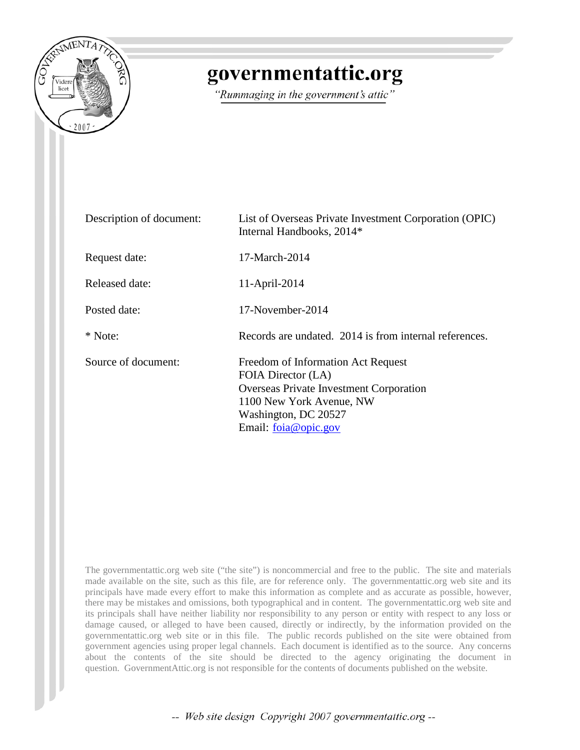# governmentattic.org

*"Rummaging in the government's attic"*

| | |
|---|---|
| Description of document: | List of Overseas Private Investment Corporation (OPIC) Internal Handbooks, 2014* |
| Request date: | 17-March-2014 |
| Released date: | 11-April-2014 |
| Posted date: | 17-November-2014 |
| * Note: | Records are undated. 2014 is from internal references. |
| Source of document: | Freedom of Information Act Request<br>FOIA Director (LA)<br>Overseas Private Investment Corporation<br>1100 New York Avenue, NW<br>Washington, DC 20527<br>Email: foia@opic.gov |

The governmentattic.org web site ("the site") is noncommercial and free to the public. The site and materials made available on the site, such as this file, are for reference only. The governmentattic.org web site and its principals have made every effort to make this information as complete and as accurate as possible, however, there may be mistakes and omissions, both typographical and in content. The governmentattic.org web site and its principals shall have neither liability nor responsibility to any person or entity with respect to any loss or damage caused, or alleged to have been caused, directly or indirectly, by the information provided on the governmentattic.org web site or in this file. The public records published on the site were obtained from government agencies using proper legal channels. Each document is identified as to the source. Any concerns about the contents of the site should be directed to the agency originating the document in question. GovernmentAttic.org is not responsible for the contents of documents published on the website.

-- Web site design Copyright 2007 governmentattic.org --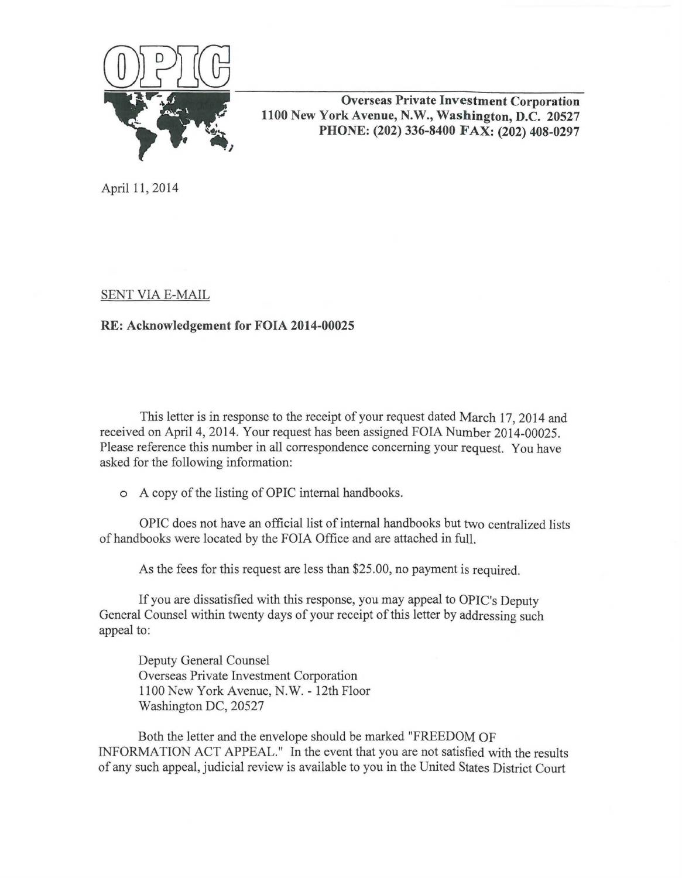**OPIC**

**Overseas Private Investment Corporation**
**1100 New York Avenue, N.W., Washington, D.C. 20527**
**PHONE: (202) 336-8400 FAX: (202) 408-0297**

April 11, 2014

SENT VIA E-MAIL

**RE: Acknowledgement for FOIA 2014-00025**

This letter is in response to the receipt of your request dated March 17, 2014 and received on April 4, 2014. Your request has been assigned FOIA Number 2014-00025. Please reference this number in all correspondence concerning your request. You have asked for the following information:

- A copy of the listing of OPIC internal handbooks.

OPIC does not have an official list of internal handbooks but two centralized lists of handbooks were located by the FOIA Office and are attached in full.

As the fees for this request are less than $25.00, no payment is required.

If you are dissatisfied with this response, you may appeal to OPIC's Deputy General Counsel within twenty days of your receipt of this letter by addressing such appeal to:

Deputy General Counsel
Overseas Private Investment Corporation
1100 New York Avenue, N.W. - 12th Floor
Washington DC, 20527

Both the letter and the envelope should be marked "FREEDOM OF INFORMATION ACT APPEAL." In the event that you are not satisfied with the results of any such appeal, judicial review is available to you in the United States District Court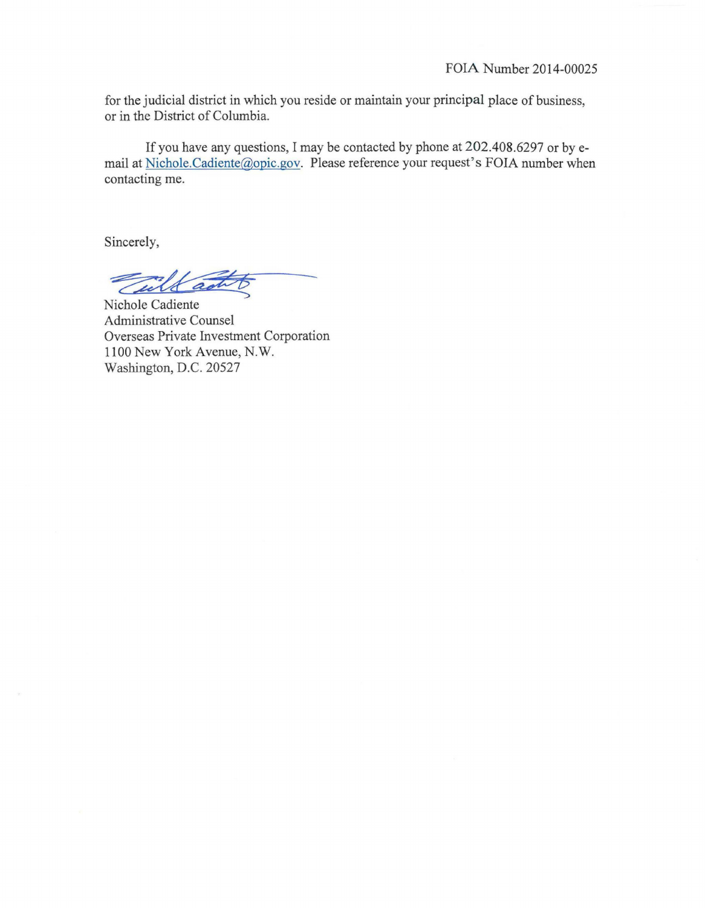FOIA Number 2014-00025

for the judicial district in which you reside or maintain your principal place of business, or in the District of Columbia.

If you have any questions, I may be contacted by phone at 202.408.6297 or by e-mail at Nichole.Cadiente@opic.gov. Please reference your request's FOIA number when contacting me.

Sincerely,

Nichole Cadiente
Administrative Counsel
Overseas Private Investment Corporation
1100 New York Avenue, N.W.
Washington, D.C. 20527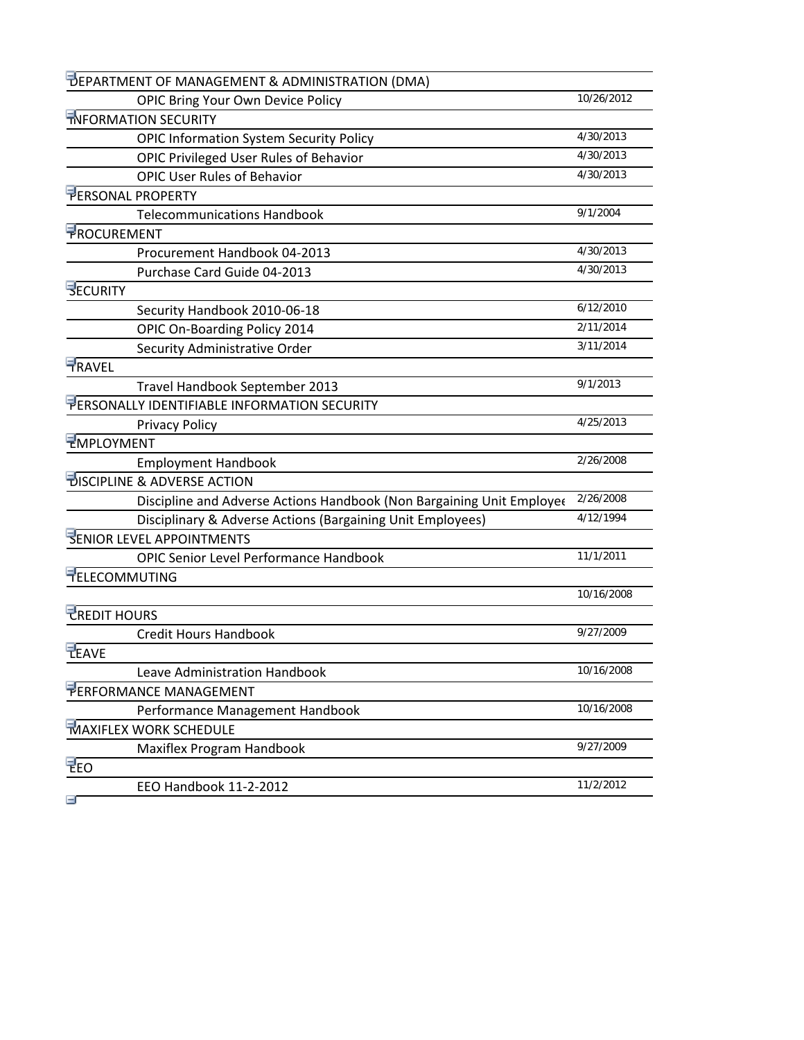| | |
|---|---|
| DEPARTMENT OF MANAGEMENT & ADMINISTRATION (DMA) | |
| OPIC Bring Your Own Device Policy | 10/26/2012 |
| INFORMATION SECURITY | |
| OPIC Information System Security Policy | 4/30/2013 |
| OPIC Privileged User Rules of Behavior | 4/30/2013 |
| OPIC User Rules of Behavior | 4/30/2013 |
| PERSONAL PROPERTY | |
| Telecommunications Handbook | 9/1/2004 |
| PROCUREMENT | |
| Procurement Handbook 04-2013 | 4/30/2013 |
| Purchase Card Guide 04-2013 | 4/30/2013 |
| SECURITY | |
| Security Handbook 2010-06-18 | 6/12/2010 |
| OPIC On-Boarding Policy 2014 | 2/11/2014 |
| Security Administrative Order | 3/11/2014 |
| TRAVEL | |
| Travel Handbook September 2013 | 9/1/2013 |
| PERSONALLY IDENTIFIABLE INFORMATION SECURITY | |
| Privacy Policy | 4/25/2013 |
| EMPLOYMENT | |
| Employment Handbook | 2/26/2008 |
| DISCIPLINE & ADVERSE ACTION | |
| Discipline and Adverse Actions Handbook (Non Bargaining Unit Employee | 2/26/2008 |
| Disciplinary & Adverse Actions (Bargaining Unit Employees) | 4/12/1994 |
| SENIOR LEVEL APPOINTMENTS | |
| OPIC Senior Level Performance Handbook | 11/1/2011 |
| TELECOMMUTING | |
| | 10/16/2008 |
| CREDIT HOURS | |
| Credit Hours Handbook | 9/27/2009 |
| LEAVE | |
| Leave Administration Handbook | 10/16/2008 |
| PERFORMANCE MANAGEMENT | |
| Performance Management Handbook | 10/16/2008 |
| MAXIFLEX WORK SCHEDULE | |
| Maxiflex Program Handbook | 9/27/2009 |
| EEO | |
| EEO Handbook 11-2-2012 | 11/2/2012 |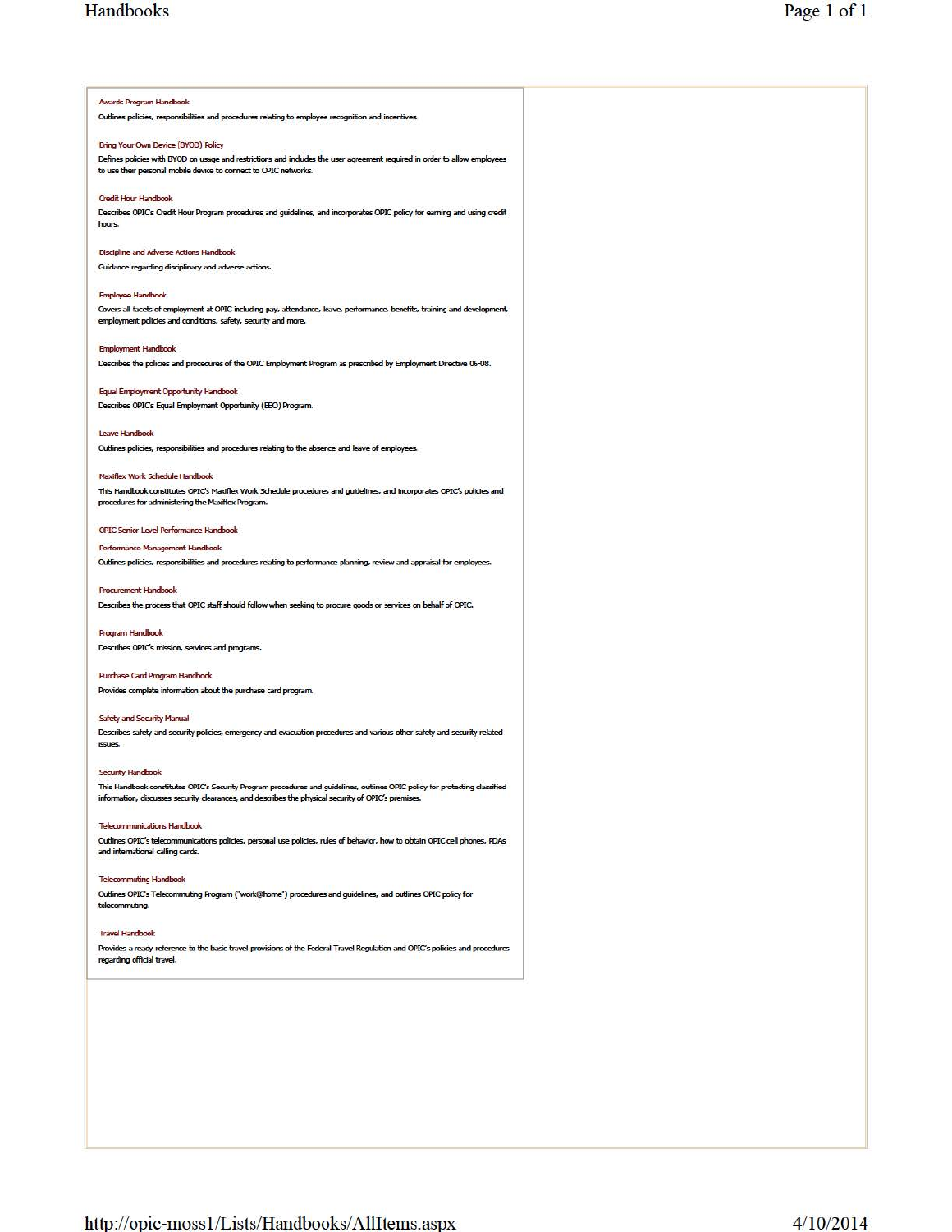**Awards Program Handbook**

Outlines policies, responsibilities and procedures relating to employee recognition and incentives.

**Bring Your Own Device (BYOD) Policy**

Defines policies with BYOD on usage and restrictions and includes the user agreement required in order to allow employees to use their personal mobile device to connect to OPIC networks.

**Credit Hour Handbook**

Describes OPIC's Credit Hour Program procedures and guidelines, and incorporates OPIC policy for earning and using credit hours.

**Discipline and Adverse Actions Handbook**

Guidance regarding disciplinary and adverse actions.

**Employee Handbook**

Covers all facets of employment at OPIC including pay, attendance, leave, performance, benefits, training and development, employment policies and conditions, safety, security and more.

**Employment Handbook**

Describes the policies and procedures of the OPIC Employment Program as prescribed by Employment Directive 06-08.

**Equal Employment Opportunity Handbook**

Describes OPIC's Equal Employment Opportunity (EEO) Program.

**Leave Handbook**

Outlines policies, responsibilities and procedures relating to the absence and leave of employees.

**Maxiflex Work Schedule Handbook**

This Handbook constitutes OPIC's Maxiflex Work Schedule procedures and guidelines, and incorporates OPIC's policies and procedures for administering the Maxiflex Program.

**OPIC Senior Level Performance Handbook**

**Performance Management Handbook**

Outlines policies, responsibilities and procedures relating to performance planning, review and appraisal for employees.

**Procurement Handbook**

Describes the process that OPIC staff should follow when seeking to procure goods or services on behalf of OPIC.

**Program Handbook**

Describes OPIC's mission, services and programs.

**Purchase Card Program Handbook**

Provides complete information about the purchase card program.

**Safety and Security Manual**

Describes safety and security policies, emergency and evacuation procedures and various other safety and security related issues.

**Security Handbook**

This Handbook constitutes OPIC's Security Program procedures and guidelines, outlines OPIC policy for protecting classified information, discusses security clearances, and describes the physical security of OPIC's premises.

**Telecommunications Handbook**

Outlines OPIC's telecommunications policies, personal use policies, rules of behavior, how to obtain OPIC cell phones, PDAs and international calling cards.

**Telecommuting Handbook**

Outlines OPIC's Telecommuting Program ("work@home") procedures and guidelines, and outlines OPIC policy for telecommuting.

**Travel Handbook**

Provides a ready reference to the basic travel provisions of the Federal Travel Regulation and OPIC's policies and procedures regarding official travel.